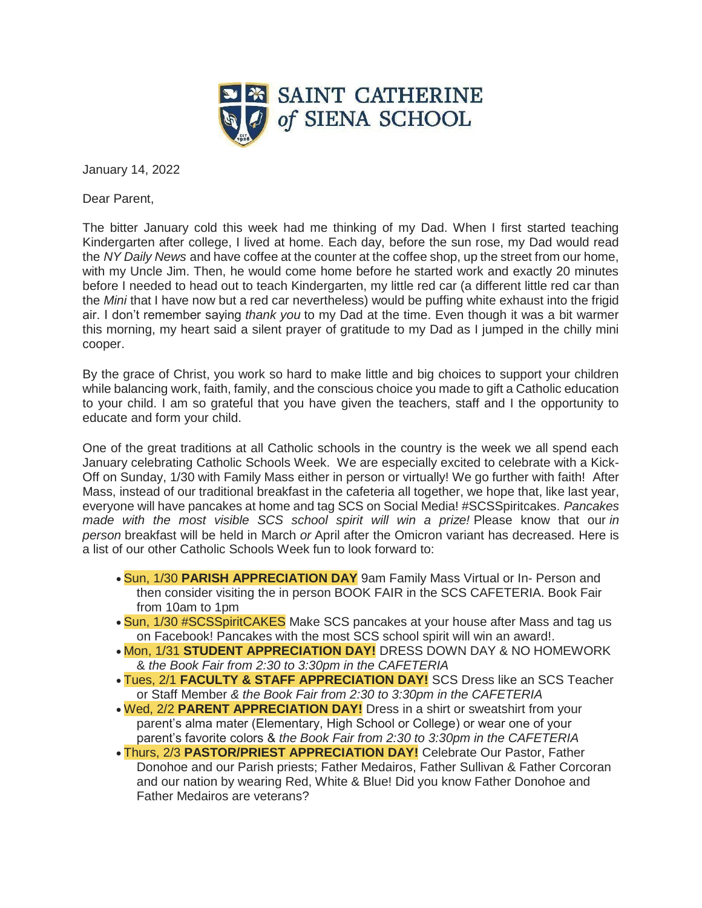SAINT CATHERINE of SIENA SCHOOL

January 14, 2022

Dear Parent,

The bitter January cold this week had me thinking of my Dad. When I first started teaching Kindergarten after college, I lived at home. Each day, before the sun rose, my Dad would read the *NY Daily News* and have coffee at the counter at the coffee shop, up the street from our home, with my Uncle Jim. Then, he would come home before he started work and exactly 20 minutes before I needed to head out to teach Kindergarten, my little red car (a different little red car than the *Mini* that I have now but a red car nevertheless) would be puffing white exhaust into the frigid air. I don't remember saying *thank you* to my Dad at the time. Even though it was a bit warmer this morning, my heart said a silent prayer of gratitude to my Dad as I jumped in the chilly mini cooper.

By the grace of Christ, you work so hard to make little and big choices to support your children while balancing work, faith, family, and the conscious choice you made to gift a Catholic education to your child. I am so grateful that you have given the teachers, staff and I the opportunity to educate and form your child.

One of the great traditions at all Catholic schools in the country is the week we all spend each January celebrating Catholic Schools Week. We are especially excited to celebrate with a Kick-Off on Sunday, 1/30 with Family Mass either in person or virtually! We go further with faith! After Mass, instead of our traditional breakfast in the cafeteria all together, we hope that, like last year, everyone will have pancakes at home and tag SCS on Social Media! #SCSSpiritcakes. *Pancakes made with the most visible SCS school spirit will win a prize!* Please know that our *in person* breakfast will be held in March *or* April after the Omicron variant has decreased. Here is a list of our other Catholic Schools Week fun to look forward to:

- Sun, 1/30 **PARISH APPRECIATION DAY** 9am Family Mass Virtual or In- Person and then consider visiting the in person BOOK FAIR in the SCS CAFETERIA. Book Fair from 10am to 1pm
- Sun, 1/30 #SCSSpiritCAKES Make SCS pancakes at your house after Mass and tag us on Facebook! Pancakes with the most SCS school spirit will win an award!.
- Mon, 1/31 **STUDENT APPRECIATION DAY!** DRESS DOWN DAY & NO HOMEWORK & *the Book Fair from 2:30 to 3:30pm in the CAFETERIA*
- Tues, 2/1 **FACULTY & STAFF APPRECIATION DAY!** SCS Dress like an SCS Teacher or Staff Member *& the Book Fair from 2:30 to 3:30pm in the CAFETERIA*
- Wed, 2/2 **PARENT APPRECIATION DAY!** Dress in a shirt or sweatshirt from your parent's alma mater (Elementary, High School or College) or wear one of your parent's favorite colors & *the Book Fair from 2:30 to 3:30pm in the CAFETERIA*
- Thurs, 2/3 **PASTOR/PRIEST APPRECIATION DAY!** Celebrate Our Pastor, Father Donohoe and our Parish priests; Father Medairos, Father Sullivan & Father Corcoran and our nation by wearing Red, White & Blue! Did you know Father Donohoe and Father Medairos are veterans?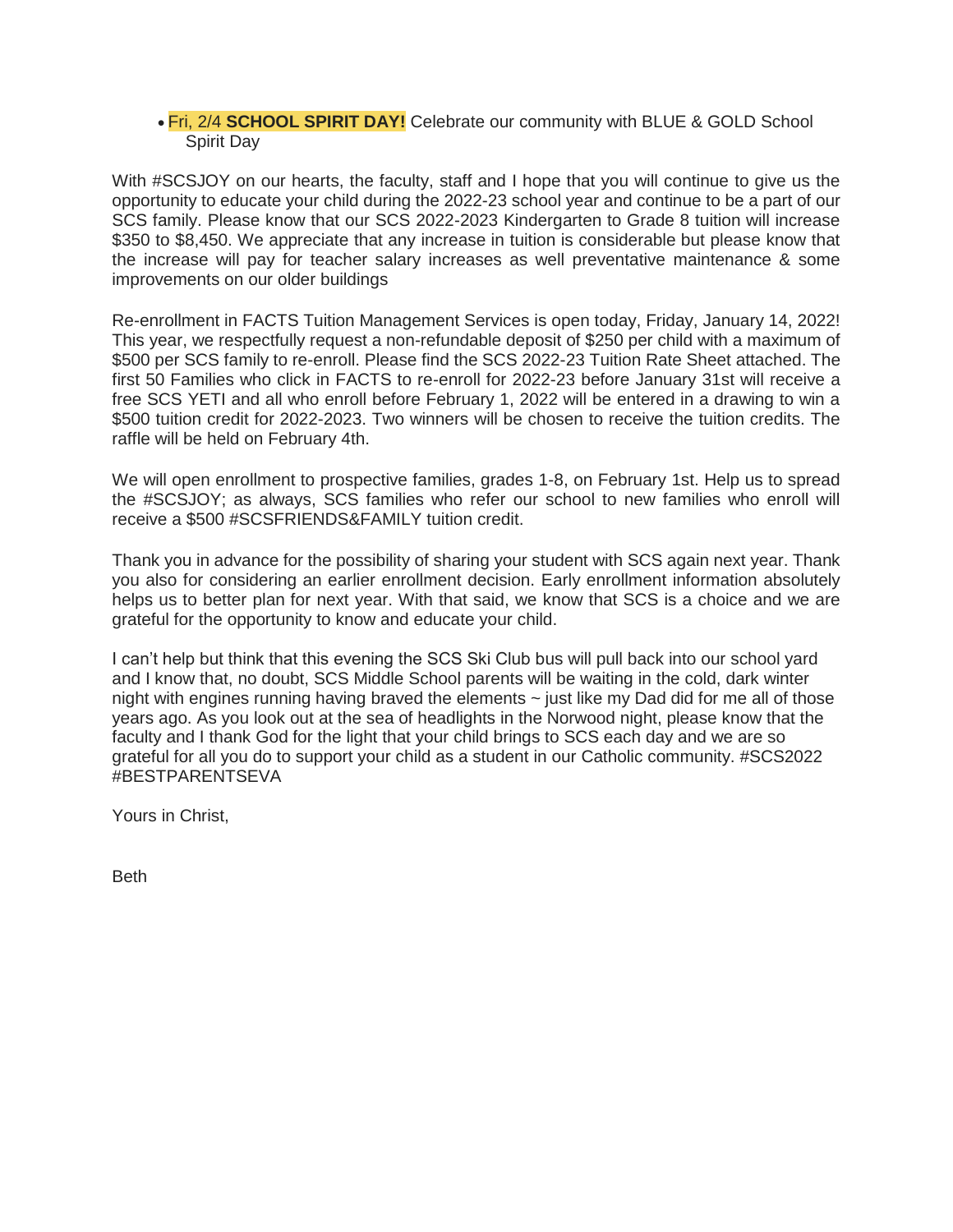- Fri, 2/4 **SCHOOL SPIRIT DAY!** Celebrate our community with BLUE & GOLD School Spirit Day

With #SCSJOY on our hearts, the faculty, staff and I hope that you will continue to give us the opportunity to educate your child during the 2022-23 school year and continue to be a part of our SCS family. Please know that our SCS 2022-2023 Kindergarten to Grade 8 tuition will increase $350 to $8,450. We appreciate that any increase in tuition is considerable but please know that the increase will pay for teacher salary increases as well preventative maintenance & some improvements on our older buildings

Re-enrollment in FACTS Tuition Management Services is open today, Friday, January 14, 2022! This year, we respectfully request a non-refundable deposit of $250 per child with a maximum of $500 per SCS family to re-enroll. Please find the SCS 2022-23 Tuition Rate Sheet attached. The first 50 Families who click in FACTS to re-enroll for 2022-23 before January 31st will receive a free SCS YETI and all who enroll before February 1, 2022 will be entered in a drawing to win a $500 tuition credit for 2022-2023. Two winners will be chosen to receive the tuition credits. The raffle will be held on February 4th.

We will open enrollment to prospective families, grades 1-8, on February 1st. Help us to spread the #SCSJOY; as always, SCS families who refer our school to new families who enroll will receive a $500 #SCSFRIENDS&FAMILY tuition credit.

Thank you in advance for the possibility of sharing your student with SCS again next year. Thank you also for considering an earlier enrollment decision. Early enrollment information absolutely helps us to better plan for next year. With that said, we know that SCS is a choice and we are grateful for the opportunity to know and educate your child.

I can't help but think that this evening the SCS Ski Club bus will pull back into our school yard and I know that, no doubt, SCS Middle School parents will be waiting in the cold, dark winter night with engines running having braved the elements ~ just like my Dad did for me all of those years ago. As you look out at the sea of headlights in the Norwood night, please know that the faculty and I thank God for the light that your child brings to SCS each day and we are so grateful for all you do to support your child as a student in our Catholic community. #SCS2022 #BESTPARENTSEVA

Yours in Christ,

Beth